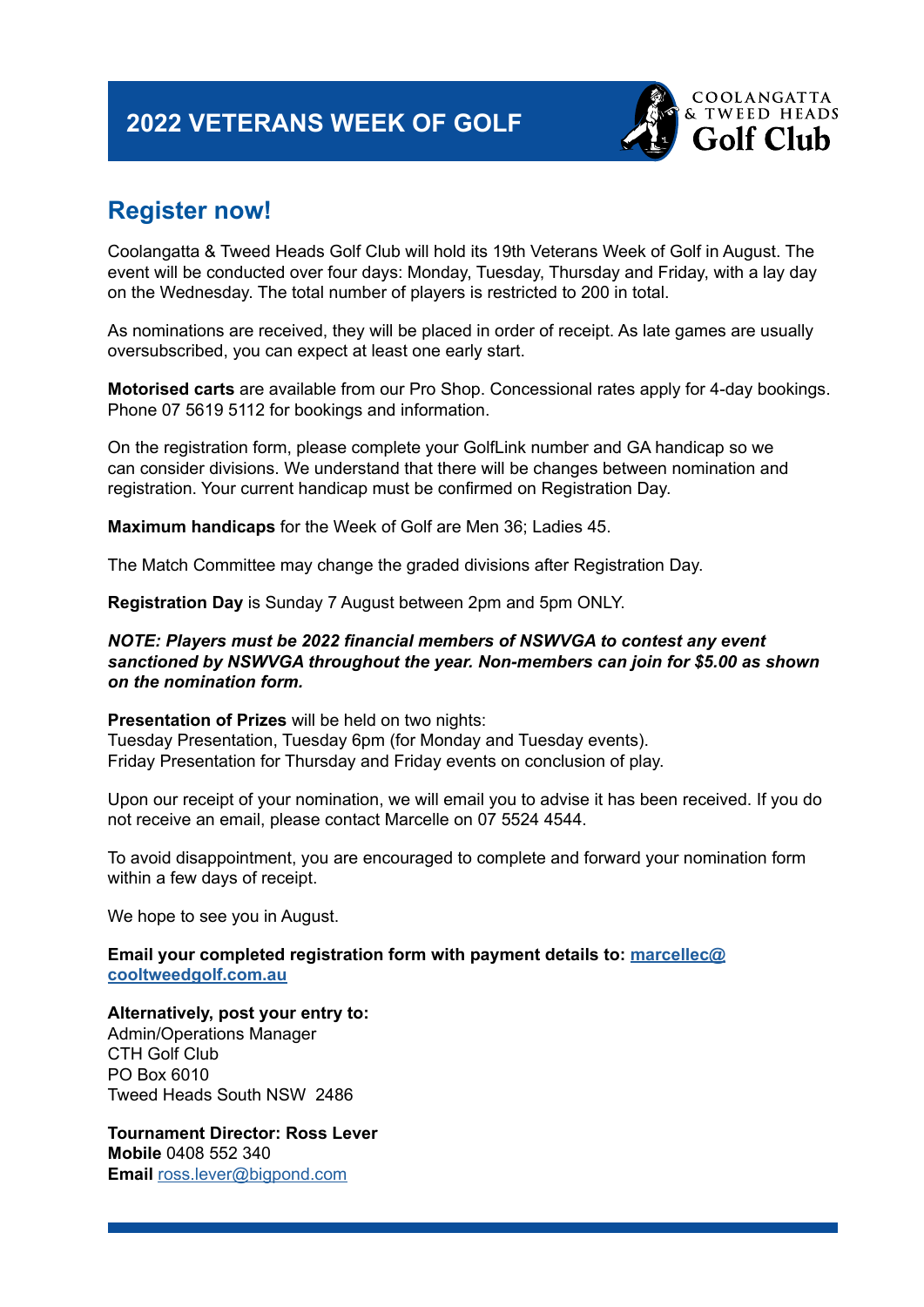# 2022 VETERANS WEEK OF GOLF

COOLANGATTA & TWEED HEADS Golf Club

## Register now!

Coolangatta & Tweed Heads Golf Club will hold its 19th Veterans Week of Golf in August. The event will be conducted over four days: Monday, Tuesday, Thursday and Friday, with a lay day on the Wednesday. The total number of players is restricted to 200 in total.

As nominations are received, they will be placed in order of receipt. As late games are usually oversubscribed, you can expect at least one early start.

**Motorised carts** are available from our Pro Shop. Concessional rates apply for 4-day bookings. Phone 07 5619 5112 for bookings and information.

On the registration form, please complete your GolfLink number and GA handicap so we can consider divisions. We understand that there will be changes between nomination and registration. Your current handicap must be confirmed on Registration Day.

**Maximum handicaps** for the Week of Golf are Men 36; Ladies 45.

The Match Committee may change the graded divisions after Registration Day.

**Registration Day** is Sunday 7 August between 2pm and 5pm ONLY.

***NOTE: Players must be 2022 financial members of NSWVGA to contest any event sanctioned by NSWVGA throughout the year. Non-members can join for $5.00 as shown on the nomination form.***

**Presentation of Prizes** will be held on two nights:
Tuesday Presentation, Tuesday 6pm (for Monday and Tuesday events).
Friday Presentation for Thursday and Friday events on conclusion of play.

Upon our receipt of your nomination, we will email you to advise it has been received. If you do not receive an email, please contact Marcelle on 07 5524 4544.

To avoid disappointment, you are encouraged to complete and forward your nomination form within a few days of receipt.

We hope to see you in August.

**Email your completed registration form with payment details to:** marcellec@cooltweedgolf.com.au

**Alternatively, post your entry to:**
Admin/Operations Manager
CTH Golf Club
PO Box 6010
Tweed Heads South NSW 2486

**Tournament Director: Ross Lever**
**Mobile** 0408 552 340
**Email** ross.lever@bigpond.com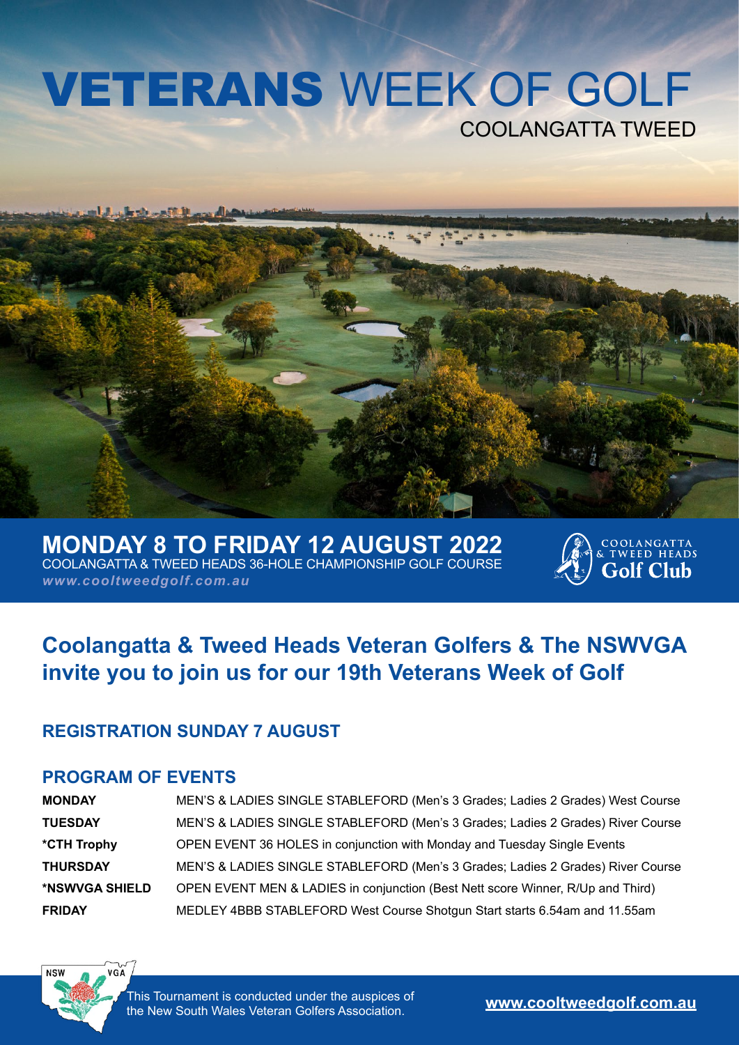# VETERANS WEEK OF GOLF

COOLANGATTA TWEED

## MONDAY 8 TO FRIDAY 12 AUGUST 2022

COOLANGATTA & TWEED HEADS 36-HOLE CHAMPIONSHIP GOLF COURSE

*www.cooltweedgolf.com.au*

COOLANGATTA & TWEED HEADS Golf Club

## Coolangatta & Tweed Heads Veteran Golfers & The NSWVGA invite you to join us for our 19th Veterans Week of Golf

### REGISTRATION SUNDAY 7 AUGUST

### PROGRAM OF EVENTS

| | |
|---|---|
| **MONDAY** | MEN'S & LADIES SINGLE STABLEFORD (Men's 3 Grades; Ladies 2 Grades) West Course |
| **TUESDAY** | MEN'S & LADIES SINGLE STABLEFORD (Men's 3 Grades; Ladies 2 Grades) River Course |
| ***CTH Trophy** | OPEN EVENT 36 HOLES in conjunction with Monday and Tuesday Single Events |
| **THURSDAY** | MEN'S & LADIES SINGLE STABLEFORD (Men's 3 Grades; Ladies 2 Grades) River Course |
| ***NSWVGA SHIELD** | OPEN EVENT MEN & LADIES in conjunction (Best Nett score Winner, R/Up and Third) |
| **FRIDAY** | MEDLEY 4BBB STABLEFORD West Course Shotgun Start starts 6.54am and 11.55am |

NSW VGA

This Tournament is conducted under the auspices of the New South Wales Veteran Golfers Association.

**www.cooltweedgolf.com.au**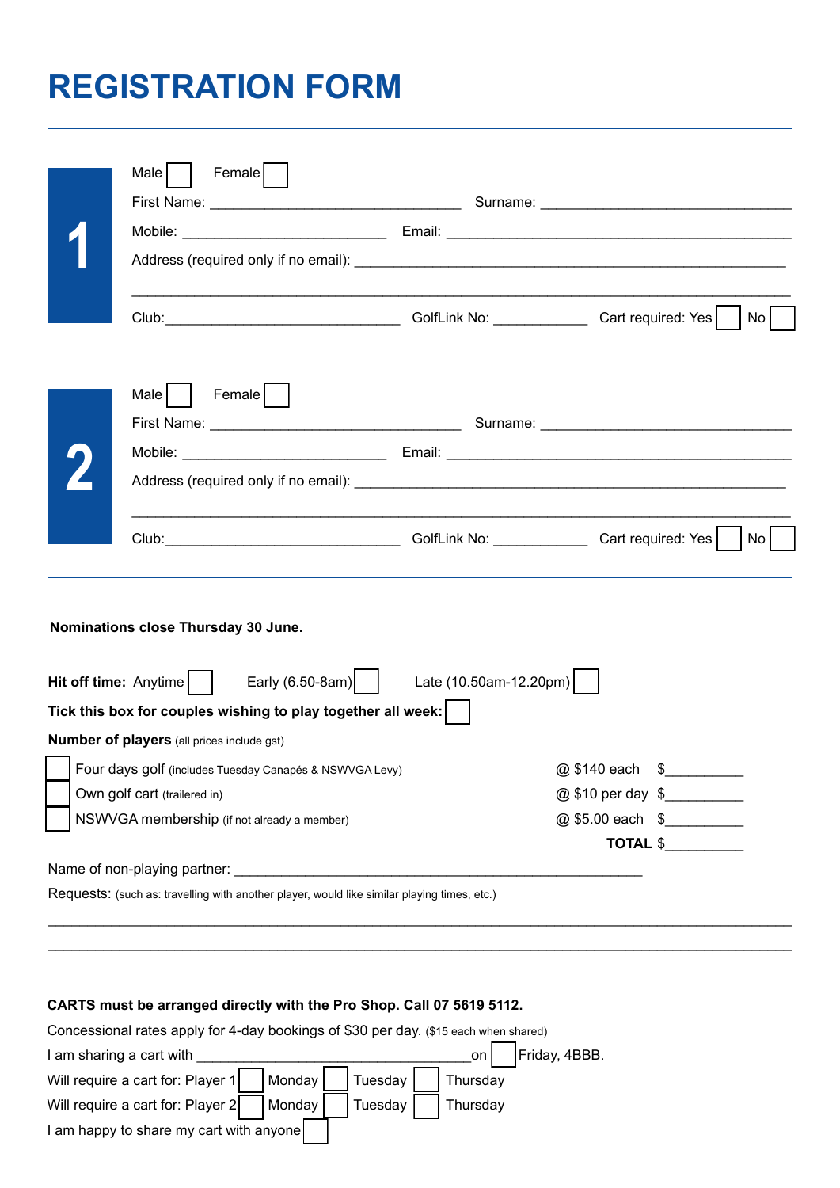# REGISTRATION FORM

## 1

Male ☐ Female ☐

First Name: ______________________________ Surname: ______________________________

Mobile: ________________________ Email: __________________________________________

Address (required only if no email): ______________________________________________

_____________________________________________________________________________

Club: ____________________________ GolfLink No: ___________ Cart required: Yes ☐ No ☐

## 2

Male ☐ Female ☐

First Name: ______________________________ Surname: ______________________________

Mobile: ________________________ Email: __________________________________________

Address (required only if no email): ______________________________________________

_____________________________________________________________________________

Club: ____________________________ GolfLink No: ___________ Cart required: Yes ☐ No ☐

---

**Nominations close Thursday 30 June.**

**Hit off time:** Anytime ☐ Early (6.50-8am) ☐ Late (10.50am-12.20pm) ☐

**Tick this box for couples wishing to play together all week:** ☐

**Number of players** (all prices include gst)

| | | | |
|---|---|---|---|
| ☐ | Four days golf (includes Tuesday Canapés & NSWVGA Levy) | @ $140 each | $__________ |
| ☐ | Own golf cart (trailered in) | @ $10 per day | $__________ |
| ☐ | NSWVGA membership (if not already a member) | @ $5.00 each | $__________ |
| | | **TOTAL** | $__________ |

Name of non-playing partner: ____________________________________________________

Requests: (such as: travelling with another player, would like similar playing times, etc.)

_____________________________________________________________________________

_____________________________________________________________________________

**CARTS must be arranged directly with the Pro Shop. Call 07 5619 5112.**

Concessional rates apply for 4-day bookings of $30 per day. ($15 each when shared)

I am sharing a cart with ________________________________ on ☐ Friday, 4BBB.

Will require a cart for: Player 1 ☐ Monday ☐ Tuesday ☐ Thursday

Will require a cart for: Player 2 ☐ Monday ☐ Tuesday ☐ Thursday

I am happy to share my cart with anyone ☐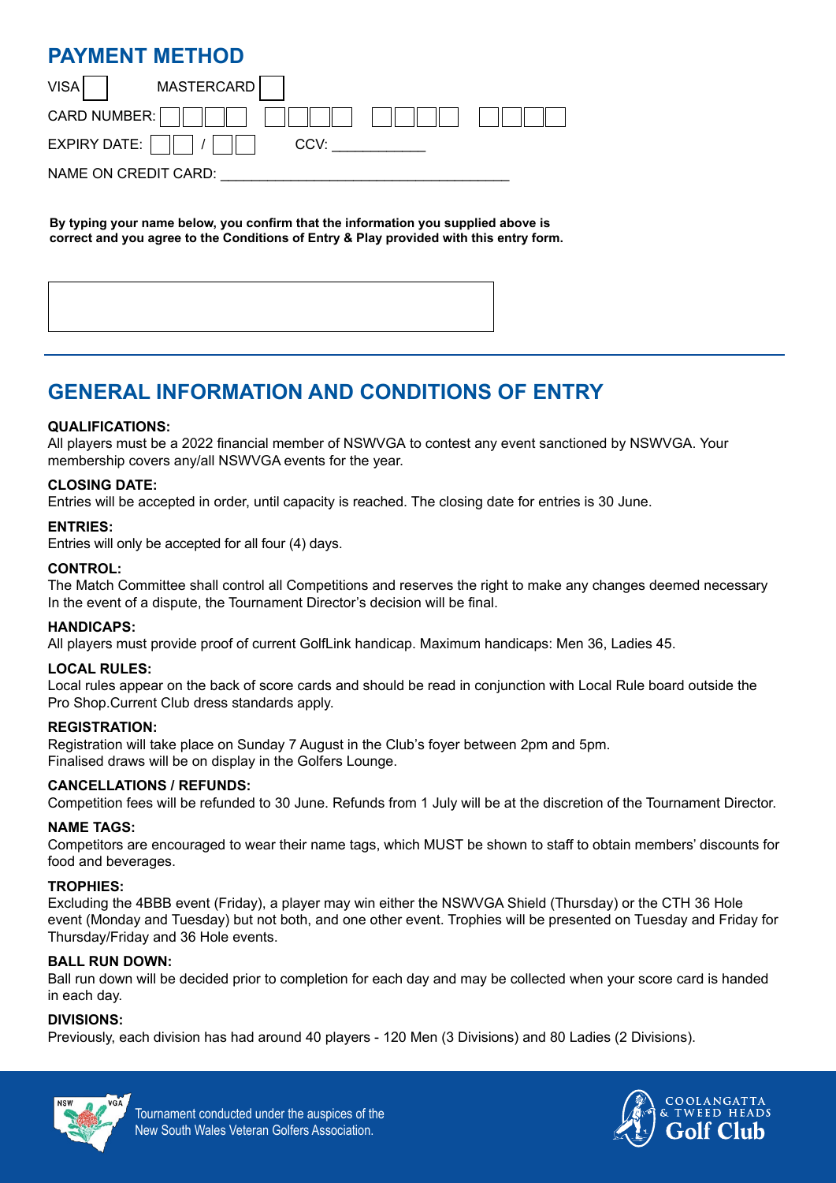## PAYMENT METHOD

VISA [ ] MASTERCARD [ ]

CARD NUMBER: [ ][ ][ ][ ] [ ][ ][ ][ ] [ ][ ][ ][ ] [ ][ ][ ][ ]

EXPIRY DATE: [ ][ ] / [ ][ ] CCV: ___________

NAME ON CREDIT CARD: ___________________________________

**By typing your name below, you confirm that the information you supplied above is correct and you agree to the Conditions of Entry & Play provided with this entry form.**

## GENERAL INFORMATION AND CONDITIONS OF ENTRY

**QUALIFICATIONS:**
All players must be a 2022 financial member of NSWVGA to contest any event sanctioned by NSWVGA. Your membership covers any/all NSWVGA events for the year.

**CLOSING DATE:**
Entries will be accepted in order, until capacity is reached. The closing date for entries is 30 June.

**ENTRIES:**
Entries will only be accepted for all four (4) days.

**CONTROL:**
The Match Committee shall control all Competitions and reserves the right to make any changes deemed necessary In the event of a dispute, the Tournament Director's decision will be final.

**HANDICAPS:**
All players must provide proof of current GolfLink handicap. Maximum handicaps: Men 36, Ladies 45.

**LOCAL RULES:**
Local rules appear on the back of score cards and should be read in conjunction with Local Rule board outside the Pro Shop.Current Club dress standards apply.

**REGISTRATION:**
Registration will take place on Sunday 7 August in the Club's foyer between 2pm and 5pm.
Finalised draws will be on display in the Golfers Lounge.

**CANCELLATIONS / REFUNDS:**
Competition fees will be refunded to 30 June. Refunds from 1 July will be at the discretion of the Tournament Director.

**NAME TAGS:**
Competitors are encouraged to wear their name tags, which MUST be shown to staff to obtain members' discounts for food and beverages.

**TROPHIES:**
Excluding the 4BBB event (Friday), a player may win either the NSWVGA Shield (Thursday) or the CTH 36 Hole event (Monday and Tuesday) but not both, and one other event. Trophies will be presented on Tuesday and Friday for Thursday/Friday and 36 Hole events.

**BALL RUN DOWN:**
Ball run down will be decided prior to completion for each day and may be collected when your score card is handed in each day.

**DIVISIONS:**
Previously, each division has had around 40 players - 120 Men (3 Divisions) and 80 Ladies (2 Divisions).

Tournament conducted under the auspices of the New South Wales Veteran Golfers Association.

COOLANGATTA & TWEED HEADS Golf Club